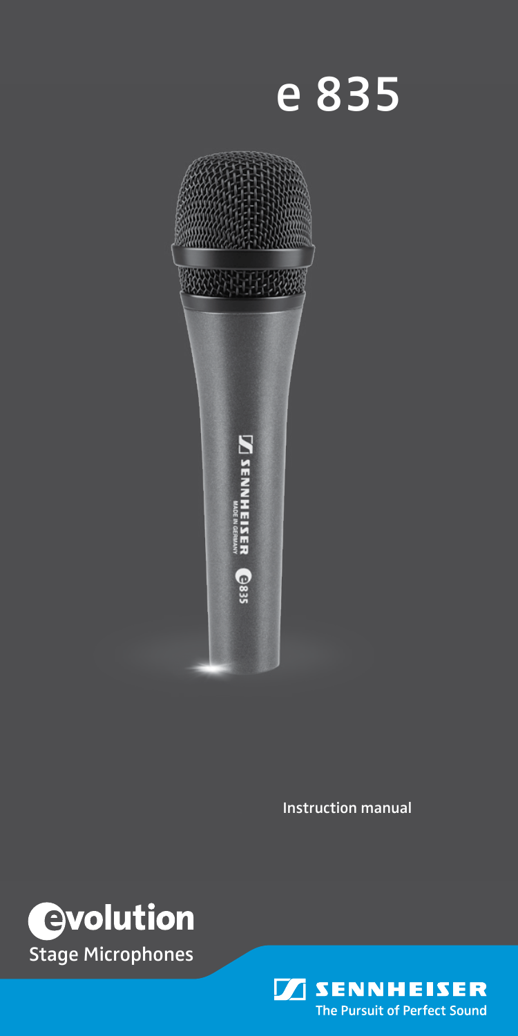# e 835

Instruction manual

evolution
Stage Microphones

SENNHEISER
The Pursuit of Perfect Sound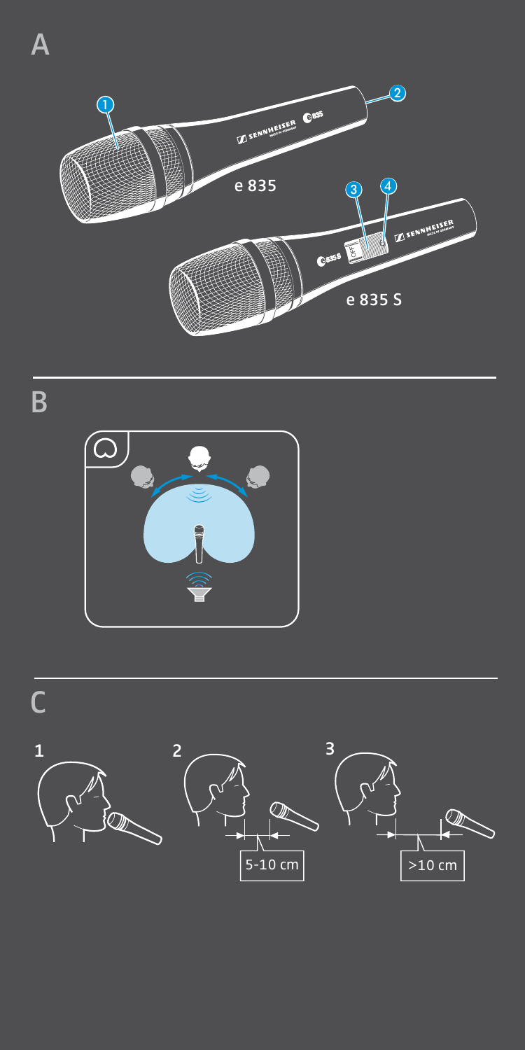A

e 835

e 835 S

B

C

1

2

5-10 cm

3

>10 cm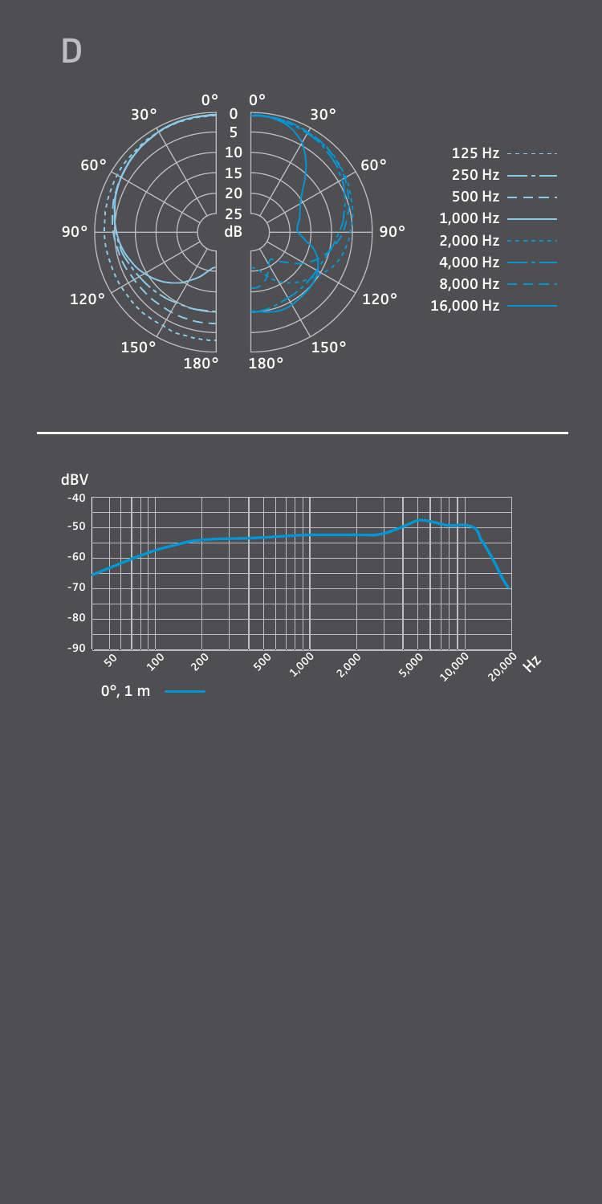# D

0° 30° 60° 90° 120° 150° 180°

0 5 10 15 20 25 dB

125 Hz
250 Hz
500 Hz
1,000 Hz
2,000 Hz
4,000 Hz
8,000 Hz
16,000 Hz

dBV

-40 -50 -60 -70 -80 -90

50 100 200 500 1,000 2,000 5,000 10,000 20,000 Hz

0°, 1 m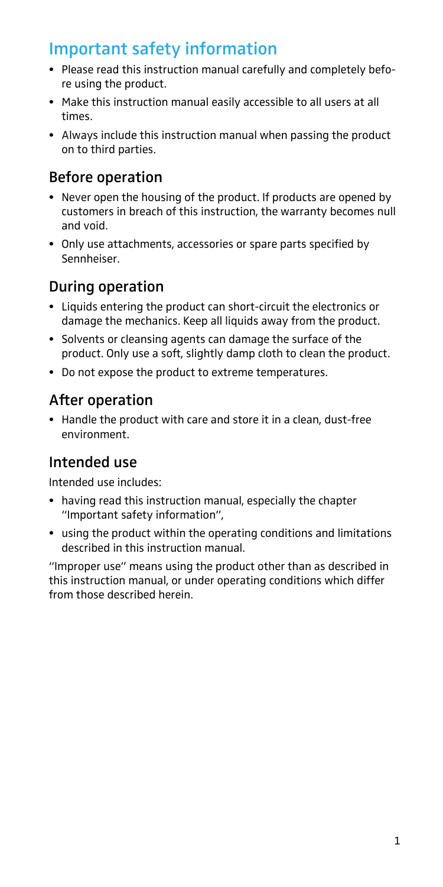# Important safety information

- Please read this instruction manual carefully and completely before using the product.
- Make this instruction manual easily accessible to all users at all times.
- Always include this instruction manual when passing the product on to third parties.

## Before operation

- Never open the housing of the product. If products are opened by customers in breach of this instruction, the warranty becomes null and void.
- Only use attachments, accessories or spare parts specified by Sennheiser.

## During operation

- Liquids entering the product can short-circuit the electronics or damage the mechanics. Keep all liquids away from the product.
- Solvents or cleansing agents can damage the surface of the product. Only use a soft, slightly damp cloth to clean the product.
- Do not expose the product to extreme temperatures.

## After operation

- Handle the product with care and store it in a clean, dust-free environment.

## Intended use

Intended use includes:

- having read this instruction manual, especially the chapter "Important safety information",
- using the product within the operating conditions and limitations described in this instruction manual.

"Improper use" means using the product other than as described in this instruction manual, or under operating conditions which differ from those described herein.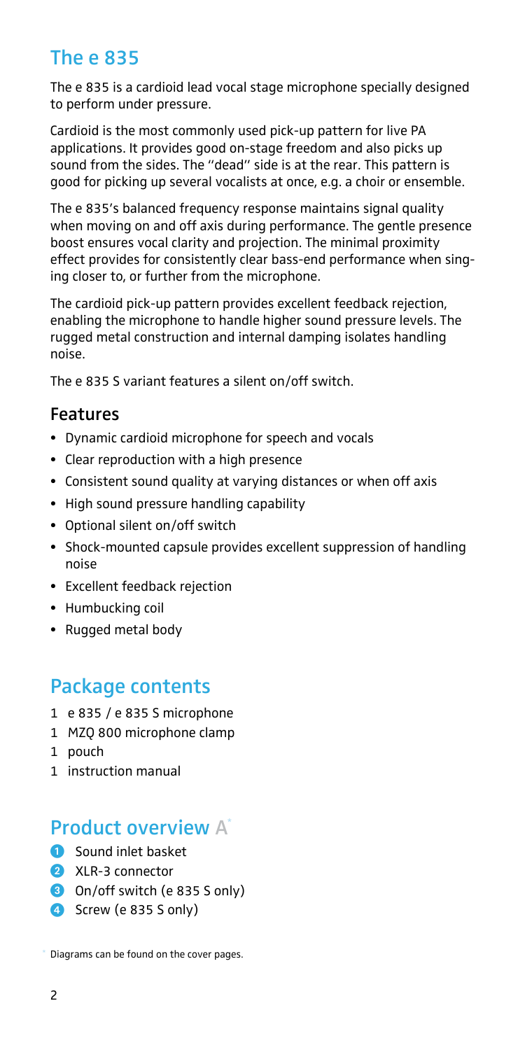## The e 835

The e 835 is a cardioid lead vocal stage microphone specially designed to perform under pressure.

Cardioid is the most commonly used pick-up pattern for live PA applications. It provides good on-stage freedom and also picks up sound from the sides. The "dead" side is at the rear. This pattern is good for picking up several vocalists at once, e.g. a choir or ensemble.

The e 835's balanced frequency response maintains signal quality when moving on and off axis during performance. The gentle presence boost ensures vocal clarity and projection. The minimal proximity effect provides for consistently clear bass-end performance when singing closer to, or further from the microphone.

The cardioid pick-up pattern provides excellent feedback rejection, enabling the microphone to handle higher sound pressure levels. The rugged metal construction and internal damping isolates handling noise.

The e 835 S variant features a silent on/off switch.

### Features

- Dynamic cardioid microphone for speech and vocals
- Clear reproduction with a high presence
- Consistent sound quality at varying distances or when off axis
- High sound pressure handling capability
- Optional silent on/off switch
- Shock-mounted capsule provides excellent suppression of handling noise
- Excellent feedback rejection
- Humbucking coil
- Rugged metal body

## Package contents

1 e 835 / e 835 S microphone
1 MZQ 800 microphone clamp
1 pouch
1 instruction manual

## Product overview A*

1. Sound inlet basket
2. XLR-3 connector
3. On/off switch (e 835 S only)
4. Screw (e 835 S only)

\* Diagrams can be found on the cover pages.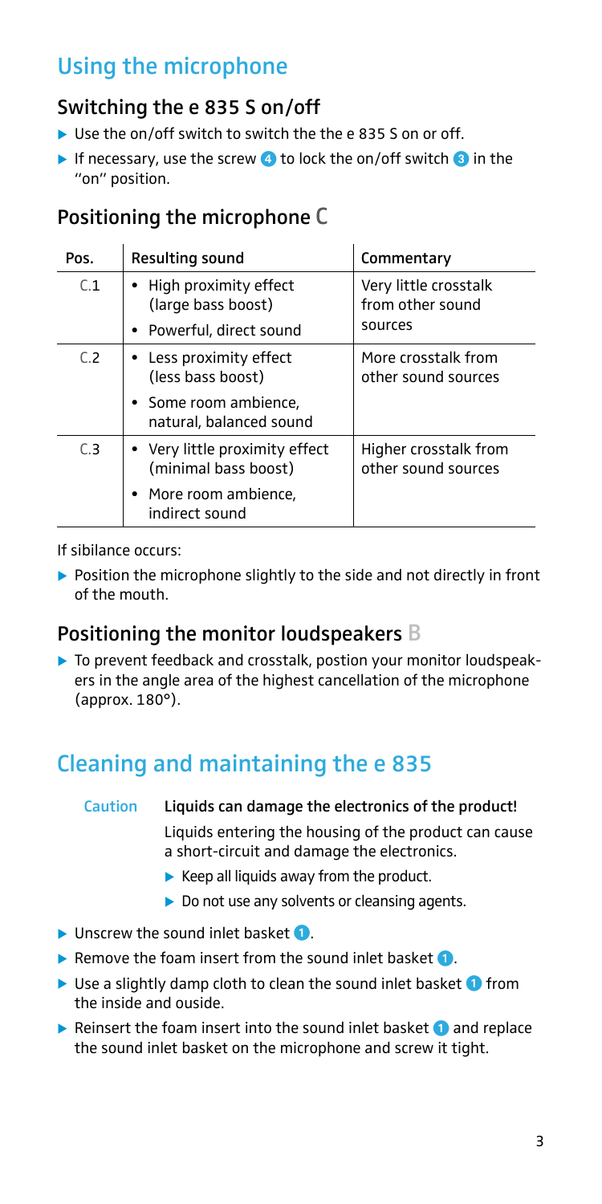# Using the microphone

## Switching the e 835 S on/off

- ▶ Use the on/off switch to switch the the e 835 S on or off.
- ▶ If necessary, use the screw 4 to lock the on/off switch 3 in the "on" position.

## Positioning the microphone C

| Pos. | Resulting sound | Commentary |
|---|---|---|
| C.1 | • High proximity effect (large bass boost)<br>• Powerful, direct sound | Very little crosstalk from other sound sources |
| C.2 | • Less proximity effect (less bass boost)<br>• Some room ambience, natural, balanced sound | More crosstalk from other sound sources |
| C.3 | • Very little proximity effect (minimal bass boost)<br>• More room ambience, indirect sound | Higher crosstalk from other sound sources |

If sibilance occurs:

- ▶ Position the microphone slightly to the side and not directly in front of the mouth.

## Positioning the monitor loudspeakers B

- ▶ To prevent feedback and crosstalk, postion your monitor loudspeakers in the angle area of the highest cancellation of the microphone (approx. 180°).

# Cleaning and maintaining the e 835

**Caution** **Liquids can damage the electronics of the product!**

Liquids entering the housing of the product can cause a short-circuit and damage the electronics.

- ▶ Keep all liquids away from the product.
- ▶ Do not use any solvents or cleansing agents.

- ▶ Unscrew the sound inlet basket 1.
- ▶ Remove the foam insert from the sound inlet basket 1.
- ▶ Use a slightly damp cloth to clean the sound inlet basket 1 from the inside and ouside.
- ▶ Reinsert the foam insert into the sound inlet basket 1 and replace the sound inlet basket on the microphone and screw it tight.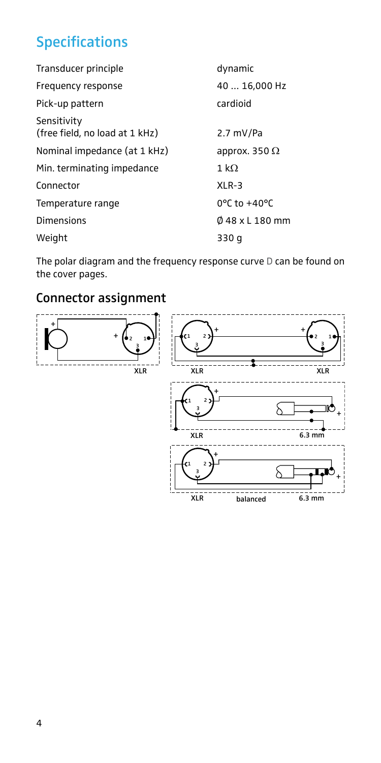## Specifications

| | |
|---|---|
| Transducer principle | dynamic |
| Frequency response | 40 ... 16,000 Hz |
| Pick-up pattern | cardioid |
| Sensitivity (free field, no load at 1 kHz) | 2.7 mV/Pa |
| Nominal impedance (at 1 kHz) | approx. 350 Ω |
| Min. terminating impedance | 1 kΩ |
| Connector | XLR-3 |
| Temperature range | 0°C to +40°C |
| Dimensions | Ø 48 x L 180 mm |
| Weight | 330 g |

The polar diagram and the frequency response curve D can be found on the cover pages.

### Connector assignment

XLR

XLR — XLR

XLR — 6.3 mm

XLR — balanced — 6.3 mm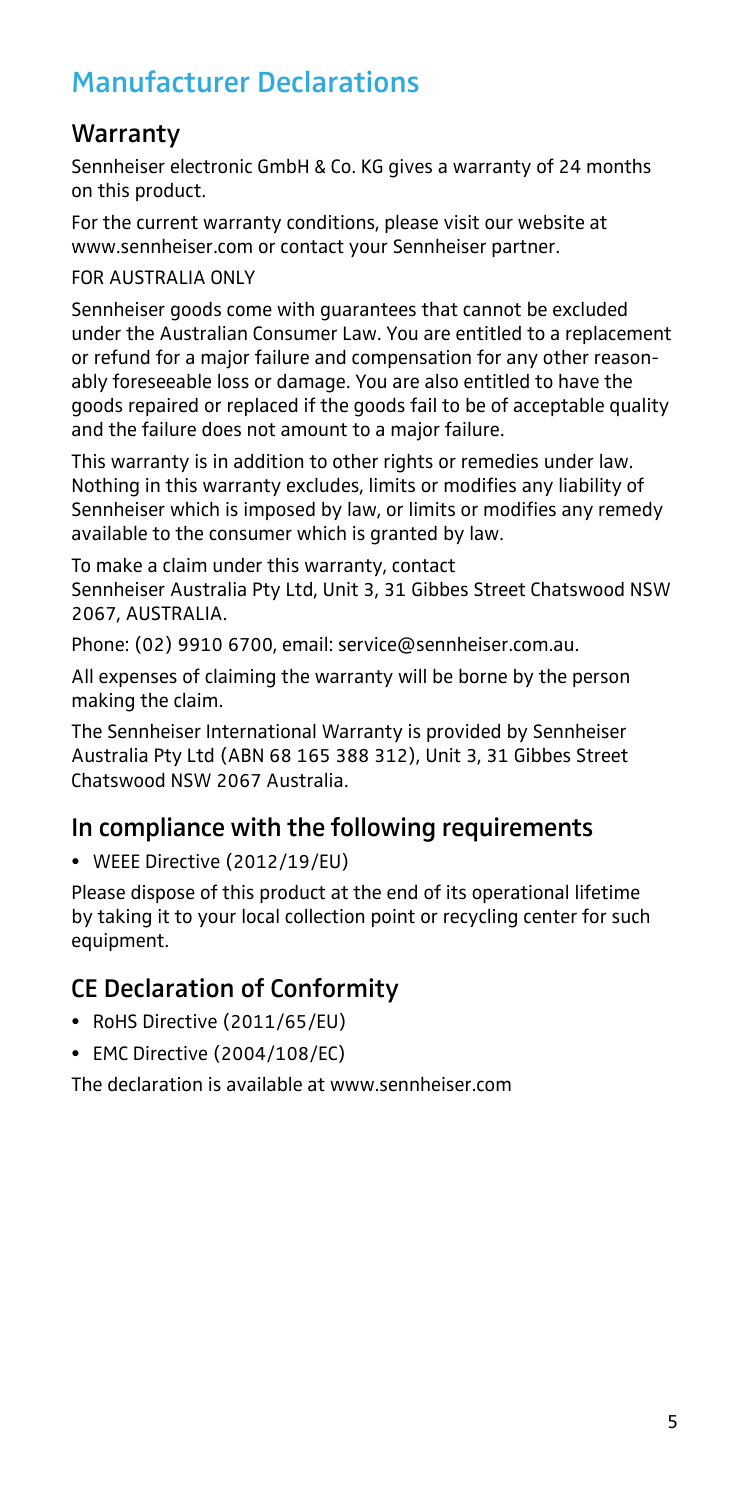# Manufacturer Declarations

## Warranty

Sennheiser electronic GmbH & Co. KG gives a warranty of 24 months on this product.

For the current warranty conditions, please visit our website at www.sennheiser.com or contact your Sennheiser partner.

FOR AUSTRALIA ONLY

Sennheiser goods come with guarantees that cannot be excluded under the Australian Consumer Law. You are entitled to a replacement or refund for a major failure and compensation for any other reasonably foreseeable loss or damage. You are also entitled to have the goods repaired or replaced if the goods fail to be of acceptable quality and the failure does not amount to a major failure.

This warranty is in addition to other rights or remedies under law. Nothing in this warranty excludes, limits or modifies any liability of Sennheiser which is imposed by law, or limits or modifies any remedy available to the consumer which is granted by law.

To make a claim under this warranty, contact
Sennheiser Australia Pty Ltd, Unit 3, 31 Gibbes Street Chatswood NSW 2067, AUSTRALIA.

Phone: (02) 9910 6700, email: service@sennheiser.com.au.

All expenses of claiming the warranty will be borne by the person making the claim.

The Sennheiser International Warranty is provided by Sennheiser Australia Pty Ltd (ABN 68 165 388 312), Unit 3, 31 Gibbes Street Chatswood NSW 2067 Australia.

## In compliance with the following requirements

- WEEE Directive (2012/19/EU)

Please dispose of this product at the end of its operational lifetime by taking it to your local collection point or recycling center for such equipment.

## CE Declaration of Conformity

- RoHS Directive (2011/65/EU)
- EMC Directive (2004/108/EC)

The declaration is available at www.sennheiser.com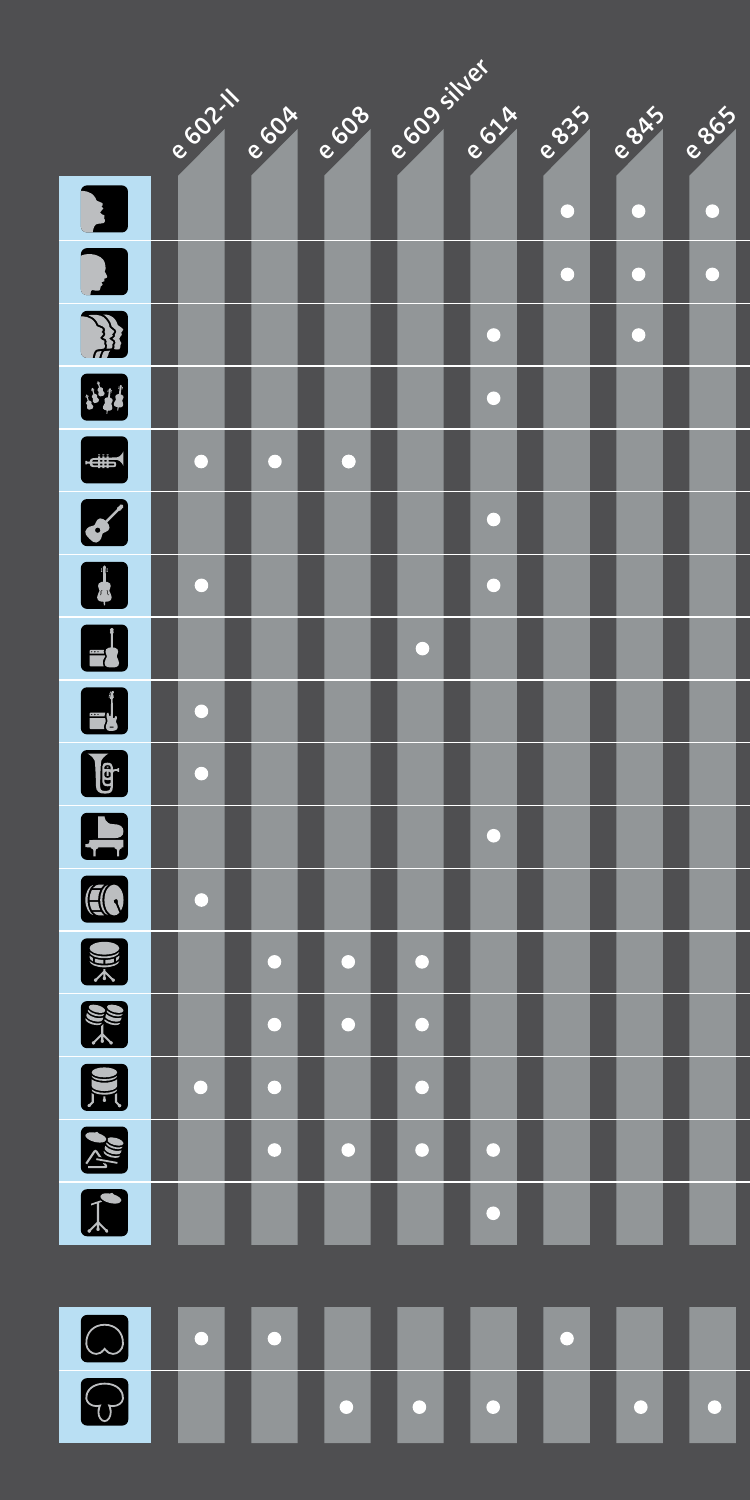| | e 602-II | e 604 | e 608 | e 609 silver | e 614 | e 835 | e 845 | e 865 |
|---|---|---|---|---|---|---|---|---|
| Female vocals (icon) | | | | | | ● | ● | ● |
| Male vocals (icon) | | | | | | ● | ● | ● |
| Choir (icon) | | | | | ● | | ● | |
| Strings (icon) | | | | | ● | | | |
| Trumpet (icon) | ● | ● | ● | | | | | |
| Acoustic guitar (icon) | | | | | ● | | | |
| Cello/double bass (icon) | ● | | | | ● | | | |
| Guitar amp (icon) | | | | ● | | | | |
| Bass amp (icon) | ● | | | | | | | |
| Tuba (icon) | ● | | | | | | | |
| Piano (icon) | | | | | ● | | | |
| Kick drum (icon) | ● | | | | | | | |
| Snare (icon) | | ● | ● | ● | | | | |
| Toms (icon) | | ● | ● | ● | | | | |
| Floor tom (icon) | ● | ● | | ● | | | | |
| Drum set (icon) | | ● | ● | ● | ● | | | |
| Cymbal (icon) | | | | | ● | | | |

| | e 602-II | e 604 | e 608 | e 609 silver | e 614 | e 835 | e 845 | e 865 |
|---|---|---|---|---|---|---|---|---|
| Cardioid (icon) | ● | ● | | | | ● | | |
| Supercardioid (icon) | | | ● | ● | ● | | ● | ● |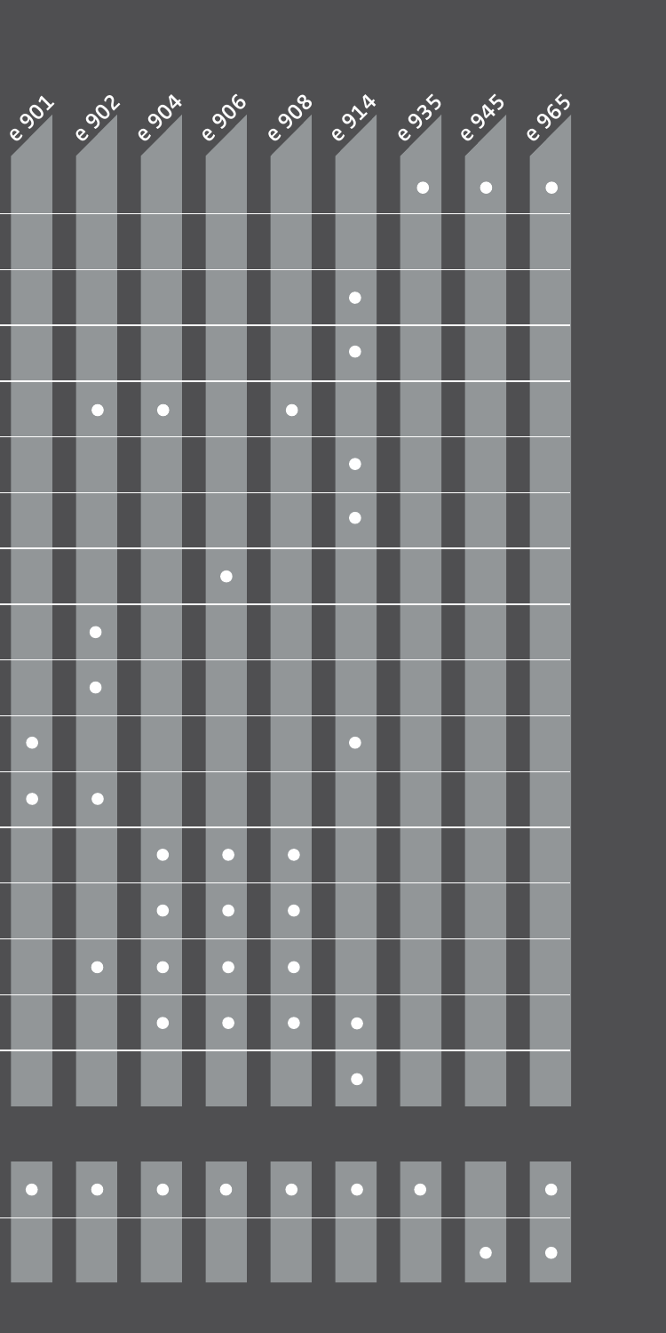| e 901 | e 902 | e 904 | e 906 | e 908 | e 914 | e 935 | e 945 | e 965 |
|---|---|---|---|---|---|---|---|---|
| | | | | | | ● | ● | ● |
| | | | | | | | | |
| | | | | | ● | | | |
| | | | | | ● | | | |
| | ● | ● | | ● | | | | |
| | | | | | ● | | | |
| | | | | | ● | | | |
| | | | ● | | | | | |
| | ● | | | | | | | |
| | ● | | | | | | | |
| ● | | | | | ● | | | |
| ● | ● | | | | | | | |
| | | ● | ● | ● | | | | |
| | | ● | ● | ● | | | | |
| | ● | ● | ● | ● | | | | |
| | | ● | ● | ● | ● | | | |
| | | | | | ● | | | |

| e 901 | e 902 | e 904 | e 906 | e 908 | e 914 | e 935 | e 945 | e 965 |
|---|---|---|---|---|---|---|---|---|
| ● | ● | ● | ● | ● | ● | ● | | ● |
| | | | | | | | ● | ● |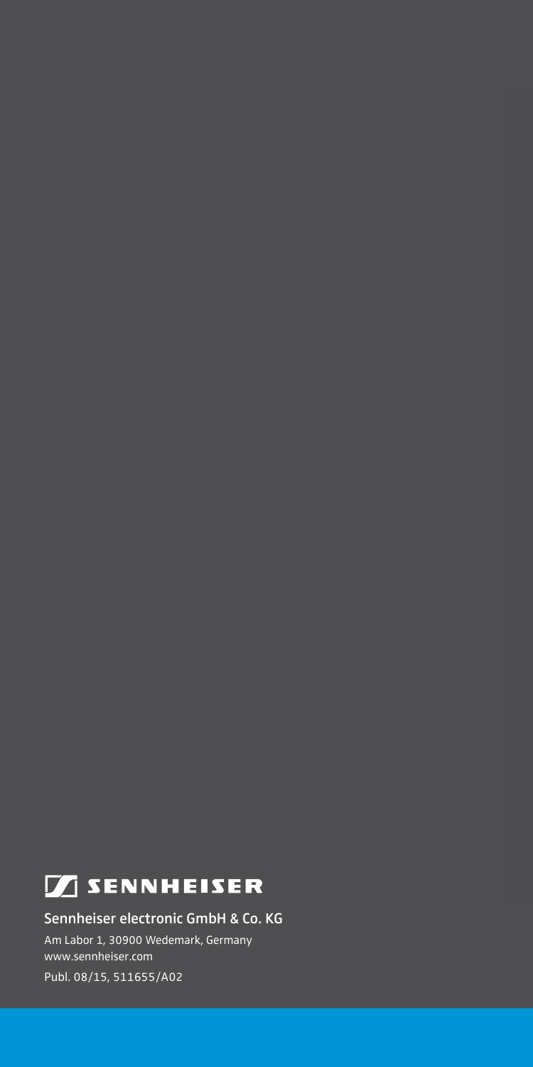SENNHEISER

**Sennheiser electronic GmbH & Co. KG**

Am Labor 1, 30900 Wedemark, Germany
www.sennheiser.com

Publ. 08/15, 511655/A02